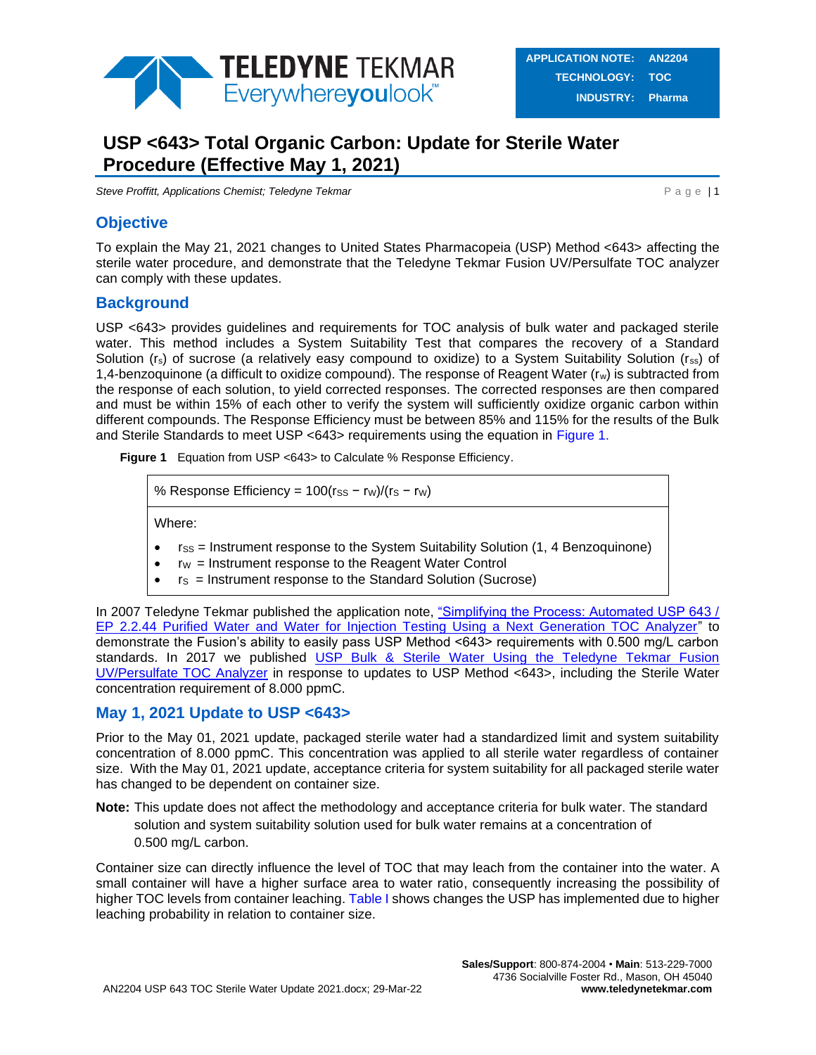| APPLICATION NOTE: | AN2204 |
| --- | --- |
| TECHNOLOGY: | TOC |
| INDUSTRY: | Pharma |

# USP <643> Total Organic Carbon: Update for Sterile Water Procedure (Effective May 1, 2021)

*Steve Proffitt, Applications Chemist; Teledyne Tekmar*

## Objective

To explain the May 21, 2021 changes to United States Pharmacopeia (USP) Method <643> affecting the sterile water procedure, and demonstrate that the Teledyne Tekmar Fusion UV/Persulfate TOC analyzer can comply with these updates.

## Background

USP <643> provides guidelines and requirements for TOC analysis of bulk water and packaged sterile water. This method includes a System Suitability Test that compares the recovery of a Standard Solution ($r_s$) of sucrose (a relatively easy compound to oxidize) to a System Suitability Solution ($r_{ss}$) of 1,4-benzoquinone (a difficult to oxidize compound). The response of Reagent Water ($r_w$) is subtracted from the response of each solution, to yield corrected responses. The corrected responses are then compared and must be within 15% of each other to verify the system will sufficiently oxidize organic carbon within different compounds. The Response Efficiency must be between 85% and 115% for the results of the Bulk and Sterile Standards to meet USP <643> requirements using the equation in Figure 1.

**Figure 1** Equation from USP <643> to Calculate % Response Efficiency.

$$\% \text{ Response Efficiency} = 100(r_{SS} - r_W)/(r_S - r_W)$$

Where:

- $r_{SS}$ = Instrument response to the System Suitability Solution (1, 4 Benzoquinone)
- $r_W$ = Instrument response to the Reagent Water Control
- $r_S$ = Instrument response to the Standard Solution (Sucrose)

In 2007 Teledyne Tekmar published the application note, "Simplifying the Process: Automated USP 643 / EP 2.2.44 Purified Water and Water for Injection Testing Using a Next Generation TOC Analyzer" to demonstrate the Fusion's ability to easily pass USP Method <643> requirements with 0.500 mg/L carbon standards. In 2017 we published USP Bulk & Sterile Water Using the Teledyne Tekmar Fusion UV/Persulfate TOC Analyzer in response to updates to USP Method <643>, including the Sterile Water concentration requirement of 8.000 ppmC.

## May 1, 2021 Update to USP <643>

Prior to the May 01, 2021 update, packaged sterile water had a standardized limit and system suitability concentration of 8.000 ppmC. This concentration was applied to all sterile water regardless of container size. With the May 01, 2021 update, acceptance criteria for system suitability for all packaged sterile water has changed to be dependent on container size.

**Note:** This update does not affect the methodology and acceptance criteria for bulk water. The standard solution and system suitability solution used for bulk water remains at a concentration of 0.500 mg/L carbon.

Container size can directly influence the level of TOC that may leach from the container into the water. A small container will have a higher surface area to water ratio, consequently increasing the possibility of higher TOC levels from container leaching. Table I shows changes the USP has implemented due to higher leaching probability in relation to container size.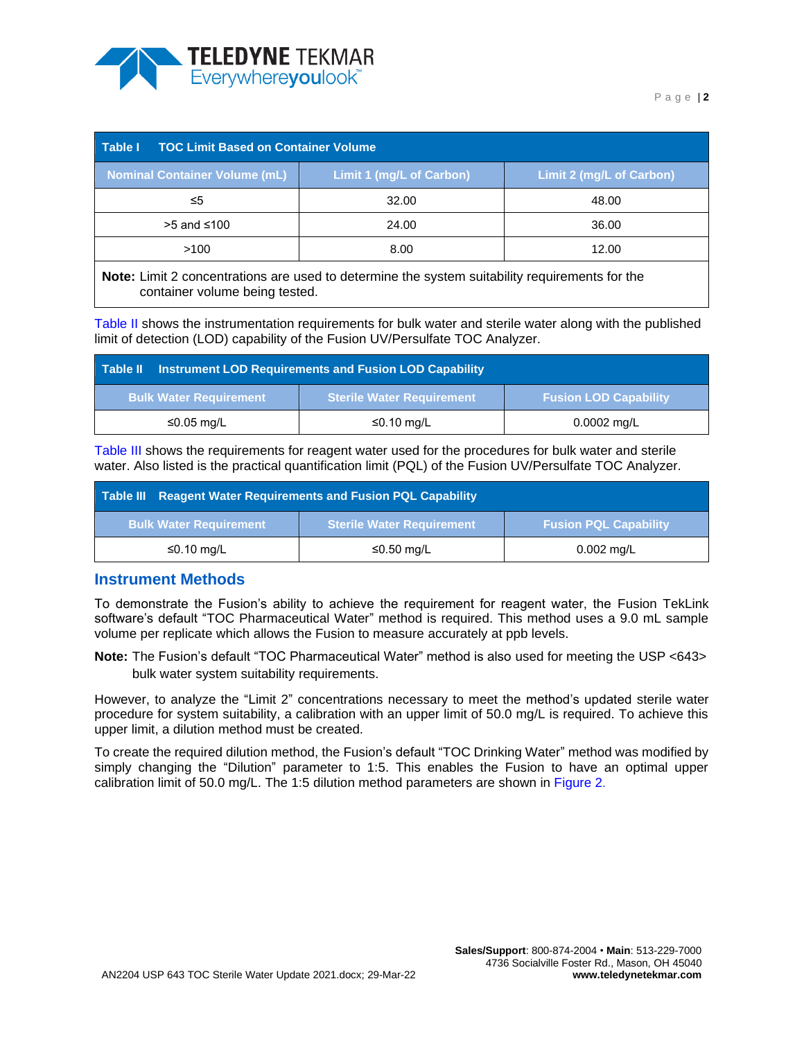| Table I TOC Limit Based on Container Volume | | |
|---|---|---|
| **Nominal Container Volume (mL)** | **Limit 1 (mg/L of Carbon)** | **Limit 2 (mg/L of Carbon)** |
| ≤5 | 32.00 | 48.00 |
| >5 and ≤100 | 24.00 | 36.00 |
| >100 | 8.00 | 12.00 |

**Note:** Limit 2 concentrations are used to determine the system suitability requirements for the container volume being tested.

Table II shows the instrumentation requirements for bulk water and sterile water along with the published limit of detection (LOD) capability of the Fusion UV/Persulfate TOC Analyzer.

| Table II Instrument LOD Requirements and Fusion LOD Capability | | |
|---|---|---|
| **Bulk Water Requirement** | **Sterile Water Requirement** | **Fusion LOD Capability** |
| ≤0.05 mg/L | ≤0.10 mg/L | 0.0002 mg/L |

Table III shows the requirements for reagent water used for the procedures for bulk water and sterile water. Also listed is the practical quantification limit (PQL) of the Fusion UV/Persulfate TOC Analyzer.

| Table III Reagent Water Requirements and Fusion PQL Capability | | |
|---|---|---|
| **Bulk Water Requirement** | **Sterile Water Requirement** | **Fusion PQL Capability** |
| ≤0.10 mg/L | ≤0.50 mg/L | 0.002 mg/L |

## Instrument Methods

To demonstrate the Fusion's ability to achieve the requirement for reagent water, the Fusion TekLink software's default "TOC Pharmaceutical Water" method is required. This method uses a 9.0 mL sample volume per replicate which allows the Fusion to measure accurately at ppb levels.

**Note:** The Fusion's default "TOC Pharmaceutical Water" method is also used for meeting the USP <643> bulk water system suitability requirements.

However, to analyze the "Limit 2" concentrations necessary to meet the method's updated sterile water procedure for system suitability, a calibration with an upper limit of 50.0 mg/L is required. To achieve this upper limit, a dilution method must be created.

To create the required dilution method, the Fusion's default "TOC Drinking Water" method was modified by simply changing the "Dilution" parameter to 1:5. This enables the Fusion to have an optimal upper calibration limit of 50.0 mg/L. The 1:5 dilution method parameters are shown in Figure 2.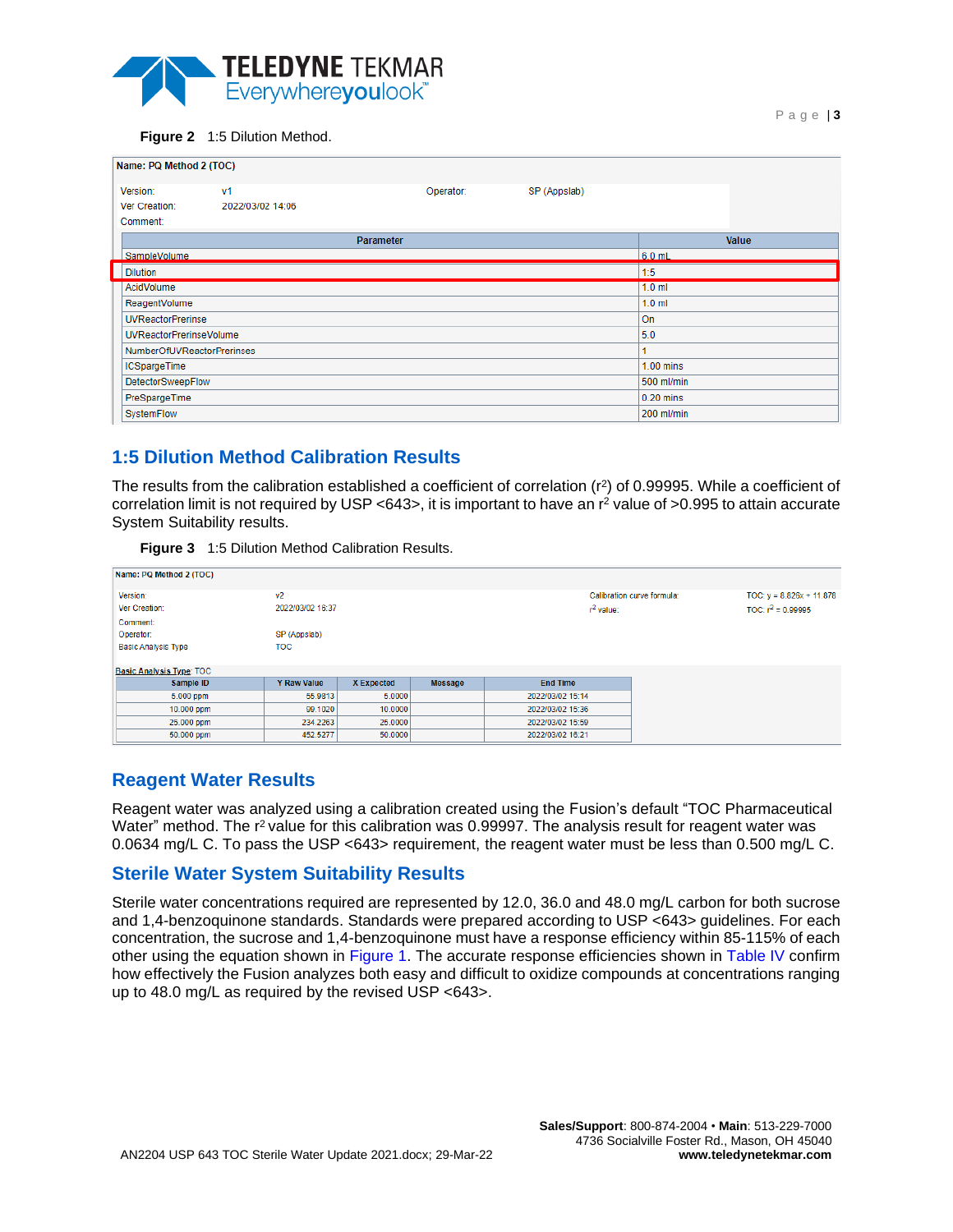**Figure 2** 1:5 Dilution Method.

**Name: PQ Method 2 (TOC)**

| | | | |
|---|---|---|---|
| Version: | v1 | Operator: | SP (Appslab) |
| Ver Creation: | 2022/03/02 14:06 | | |
| Comment: | | | |

| Parameter | Value |
|---|---|
| SampleVolume | 6.0 mL |
| Dilution | 1:5 |
| AcidVolume | 1.0 ml |
| ReagentVolume | 1.0 ml |
| UVReactorPrerinse | On |
| UVReactorPrerinseVolume | 5.0 |
| NumberOfUVReactorPrerinses | 1 |
| ICSpargeTime | 1.00 mins |
| DetectorSweepFlow | 500 ml/min |
| PreSpargeTime | 0.20 mins |
| SystemFlow | 200 ml/min |

## 1:5 Dilution Method Calibration Results

The results from the calibration established a coefficient of correlation ($r^2$) of 0.99995. While a coefficient of correlation limit is not required by USP <643>, it is important to have an $r^2$ value of >0.995 to attain accurate System Suitability results.

**Figure 3** 1:5 Dilution Method Calibration Results.

**Name: PQ Method 2 (TOC)**

| | | | |
|---|---|---|---|
| Version: | v2 | Calibration curve formula: | TOC: y = 8.826x + 11.878 |
| Ver Creation: | 2022/03/02 16:37 | $r^2$ value: | TOC: $r^2$ = 0.99995 |
| Comment: | | | |
| Operator: | SP (Appslab) | | |
| Basic Analysis Type | TOC | | |

Basic Analysis Type: TOC

| Sample ID | Y Raw Value | X Expected | Message | End Time |
|---|---|---|---|---|
| 5.000 ppm | 55.9813 | 5.0000 | | 2022/03/02 15:14 |
| 10.000 ppm | 99.1020 | 10.0000 | | 2022/03/02 15:36 |
| 25.000 ppm | 234.2263 | 25.0000 | | 2022/03/02 15:59 |
| 50.000 ppm | 452.5277 | 50.0000 | | 2022/03/02 16:21 |

## Reagent Water Results

Reagent water was analyzed using a calibration created using the Fusion's default "TOC Pharmaceutical Water" method. The $r^2$ value for this calibration was 0.99997. The analysis result for reagent water was 0.0634 mg/L C. To pass the USP <643> requirement, the reagent water must be less than 0.500 mg/L C.

## Sterile Water System Suitability Results

Sterile water concentrations required are represented by 12.0, 36.0 and 48.0 mg/L carbon for both sucrose and 1,4-benzoquinone standards. Standards were prepared according to USP <643> guidelines. For each concentration, the sucrose and 1,4-benzoquinone must have a response efficiency within 85-115% of each other using the equation shown in Figure 1. The accurate response efficiencies shown in Table IV confirm how effectively the Fusion analyzes both easy and difficult to oxidize compounds at concentrations ranging up to 48.0 mg/L as required by the revised USP <643>.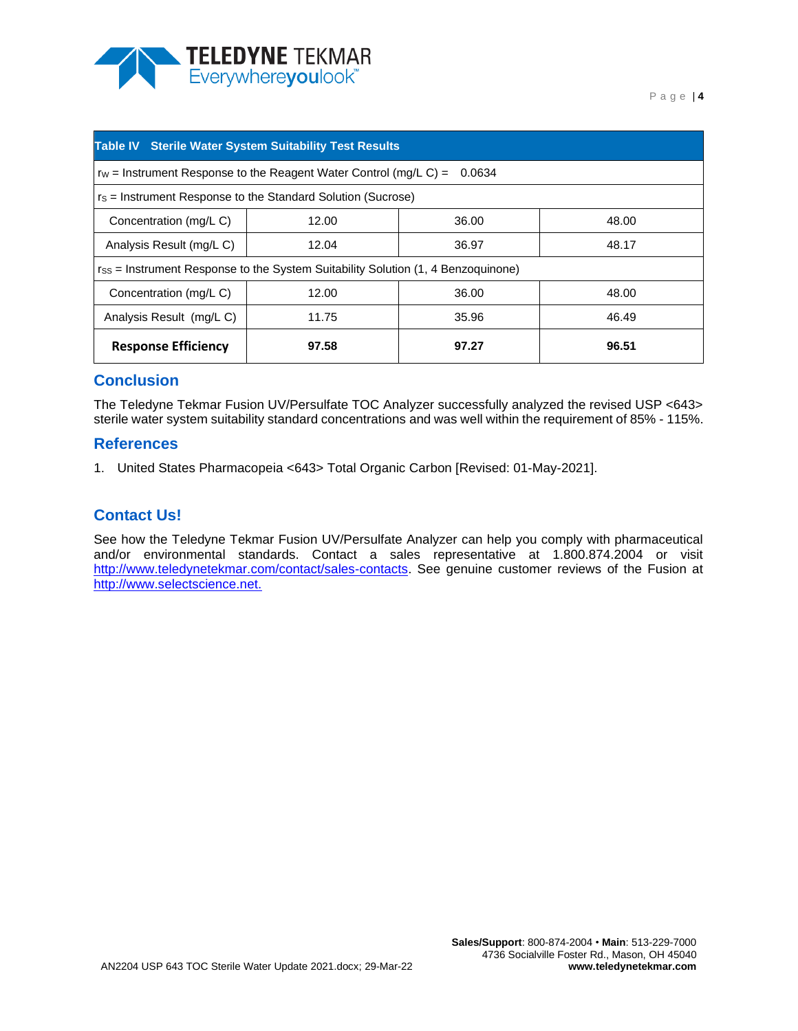| Table IV Sterile Water System Suitability Test Results | | | |
|---|---|---|---|
| $r_W$ = Instrument Response to the Reagent Water Control (mg/L C) = 0.0634 | | | |
| $r_S$ = Instrument Response to the Standard Solution (Sucrose) | | | |
| Concentration (mg/L C) | 12.00 | 36.00 | 48.00 |
| Analysis Result (mg/L C) | 12.04 | 36.97 | 48.17 |
| $r_{SS}$ = Instrument Response to the System Suitability Solution (1, 4 Benzoquinone) | | | |
| Concentration (mg/L C) | 12.00 | 36.00 | 48.00 |
| Analysis Result (mg/L C) | 11.75 | 35.96 | 46.49 |
| **Response Efficiency** | **97.58** | **97.27** | **96.51** |

## Conclusion

The Teledyne Tekmar Fusion UV/Persulfate TOC Analyzer successfully analyzed the revised USP <643> sterile water system suitability standard concentrations and was well within the requirement of 85% - 115%.

## References

1. United States Pharmacopeia <643> Total Organic Carbon [Revised: 01-May-2021].

## Contact Us!

See how the Teledyne Tekmar Fusion UV/Persulfate Analyzer can help you comply with pharmaceutical and/or environmental standards. Contact a sales representative at 1.800.874.2004 or visit http://www.teledynetekmar.com/contact/sales-contacts. See genuine customer reviews of the Fusion at http://www.selectscience.net.